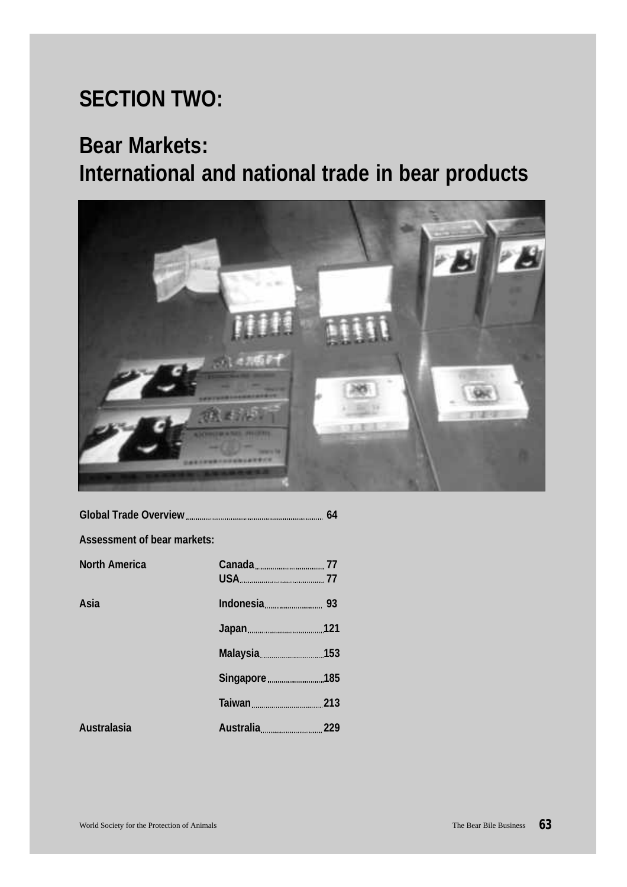# SECTION TWO:

# Bear Markets: International and national trade in bear products

| | | |
|---|---|---|
| **Global Trade Overview** | | **64** |
| **Assessment of bear markets:** | | |
| **North America** | **Canada** | **77** |
| | **USA** | **77** |
| **Asia** | **Indonesia** | **93** |
| | **Japan** | **121** |
| | **Malaysia** | **153** |
| | **Singapore** | **185** |
| | **Taiwan** | **213** |
| **Australasia** | **Australia** | **229** |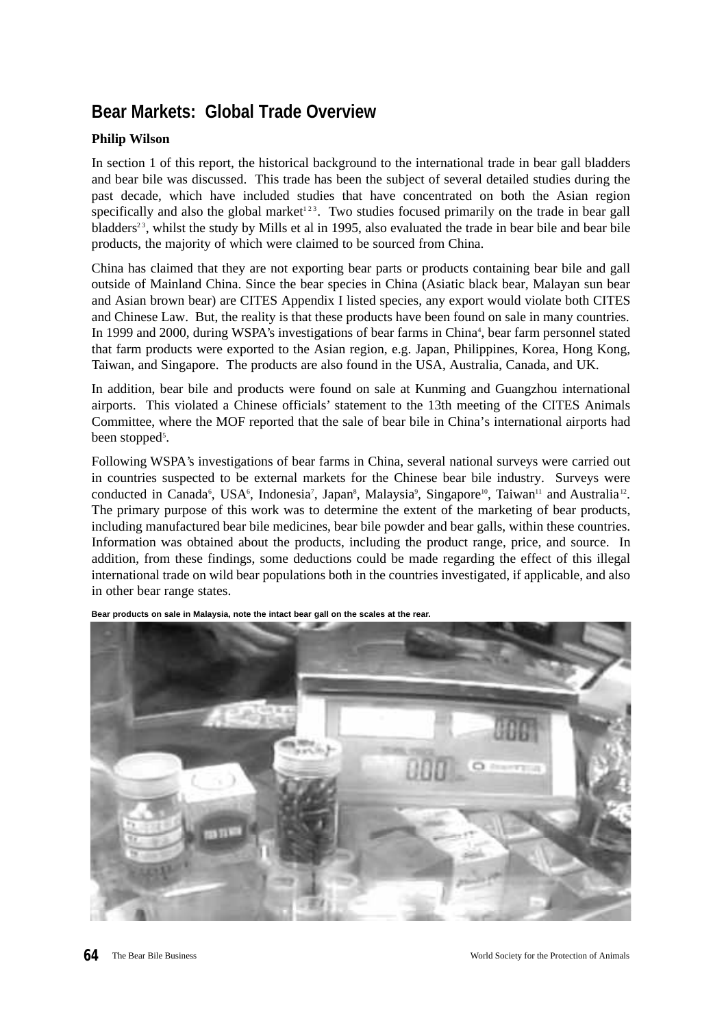# Bear Markets: Global Trade Overview

**Philip Wilson**

In section 1 of this report, the historical background to the international trade in bear gall bladders and bear bile was discussed. This trade has been the subject of several detailed studies during the past decade, which have included studies that have concentrated on both the Asian region specifically and also the global market[1 2 3]. Two studies focused primarily on the trade in bear gall bladders[2 3], whilst the study by Mills et al in 1995, also evaluated the trade in bear bile and bear bile products, the majority of which were claimed to be sourced from China.

China has claimed that they are not exporting bear parts or products containing bear bile and gall outside of Mainland China. Since the bear species in China (Asiatic black bear, Malayan sun bear and Asian brown bear) are CITES Appendix I listed species, any export would violate both CITES and Chinese Law. But, the reality is that these products have been found on sale in many countries. In 1999 and 2000, during WSPA's investigations of bear farms in China[4], bear farm personnel stated that farm products were exported to the Asian region, e.g. Japan, Philippines, Korea, Hong Kong, Taiwan, and Singapore. The products are also found in the USA, Australia, Canada, and UK.

In addition, bear bile and products were found on sale at Kunming and Guangzhou international airports. This violated a Chinese officials' statement to the 13th meeting of the CITES Animals Committee, where the MOF reported that the sale of bear bile in China's international airports had been stopped[5].

Following WSPA's investigations of bear farms in China, several national surveys were carried out in countries suspected to be external markets for the Chinese bear bile industry. Surveys were conducted in Canada[6], USA[6], Indonesia[7], Japan[8], Malaysia[9], Singapore[10], Taiwan[11] and Australia[12]. The primary purpose of this work was to determine the extent of the marketing of bear products, including manufactured bear bile medicines, bear bile powder and bear galls, within these countries. Information was obtained about the products, including the product range, price, and source. In addition, from these findings, some deductions could be made regarding the effect of this illegal international trade on wild bear populations both in the countries investigated, if applicable, and also in other bear range states.

**Bear products on sale in Malaysia, note the intact bear gall on the scales at the rear.**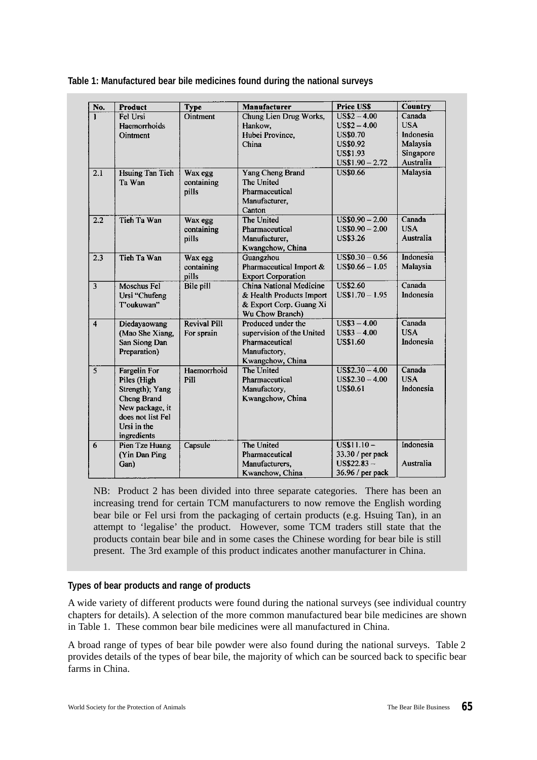**Table 1: Manufactured bear bile medicines found during the national surveys**

| No. | Product | Type | Manufacturer | Price US$ | Country |
|---|---|---|---|---|---|
| 1 | Fel Ursi Haemorrhoids Ointment | Ointment | Chung Lien Drug Works, Hankow, Hubei Province, China | US$2 – 4.00<br>US$2 – 4.00<br>US$0.70<br>US$0.92<br>US$1.93<br>US$1.90 – 2.72 | Canada<br>USA<br>Indonesia<br>Malaysia<br>Singapore<br>Australia |
| 2.1 | Hsuing Tan Tieh Ta Wan | Wax egg containing pills | Yang Cheng Brand The United Pharmaceutical Manufacturer, Canton | US$0.66 | Malaysia |
| 2.2 | Tieh Ta Wan | Wax egg containing pills | The United Pharmaceutical Manufacturer, Kwangchow, China | US$0.90 – 2.00<br>US$0.90 – 2.00<br>US$3.26 | Canada<br>USA<br>Australia |
| 2.3 | Tieh Ta Wan | Wax egg containing pills | Guangzhou Pharmaceutical Import & Export Corporation | US$0.30 – 0.56<br>US$0.66 – 1.05 | Indonesia<br>Malaysia |
| 3 | Moschus Fel Ursi "Chufeng T'oukuwan" | Bile pill | China National Medicine & Health Products Import & Export Corp. Guang Xi Wu Chow Branch) | US$2.60<br>US$1.70 – 1.95 | Canada<br>Indonesia |
| 4 | Diedayaowang (Mao She Xiang, San Siong Dan Preparation) | Revival Pill For sprain | Produced under the supervision of the United Pharmaceutical Manufactory, Kwangchow, China | US$3 – 4.00<br>US$3 – 4.00<br>US$1.60 | Canada<br>USA<br>Indonesia |
| 5 | Fargelin For Piles (High Strength); Yang Cheng Brand New package, it does not list Fel Ursi in the ingredients | Haemorrhoid Pill | The United Pharmaceutical Manufactory, Kwangchow, China | US$2.30 – 4.00<br>US$2.30 – 4.00<br>US$0.61 | Canada<br>USA<br>Indonesia |
| 6 | Pien Tze Huang (Yin Dan Ping Gan) | Capsule | The United Pharmaceutical Manufacturers, Kwanchow, China | US$11.10 – 33.30 / per pack<br>US$22.83 – 36.96 / per pack | Indonesia<br>Australia |

NB: Product 2 has been divided into three separate categories. There has been an increasing trend for certain TCM manufacturers to now remove the English wording bear bile or Fel ursi from the packaging of certain products (e.g. Hsuing Tan), in an attempt to 'legalise' the product. However, some TCM traders still state that the products contain bear bile and in some cases the Chinese wording for bear bile is still present. The 3rd example of this product indicates another manufacturer in China.

**Types of bear products and range of products**

A wide variety of different products were found during the national surveys (see individual country chapters for details). A selection of the more common manufactured bear bile medicines are shown in Table 1. These common bear bile medicines were all manufactured in China.

A broad range of types of bear bile powder were also found during the national surveys. Table 2 provides details of the types of bear bile, the majority of which can be sourced back to specific bear farms in China.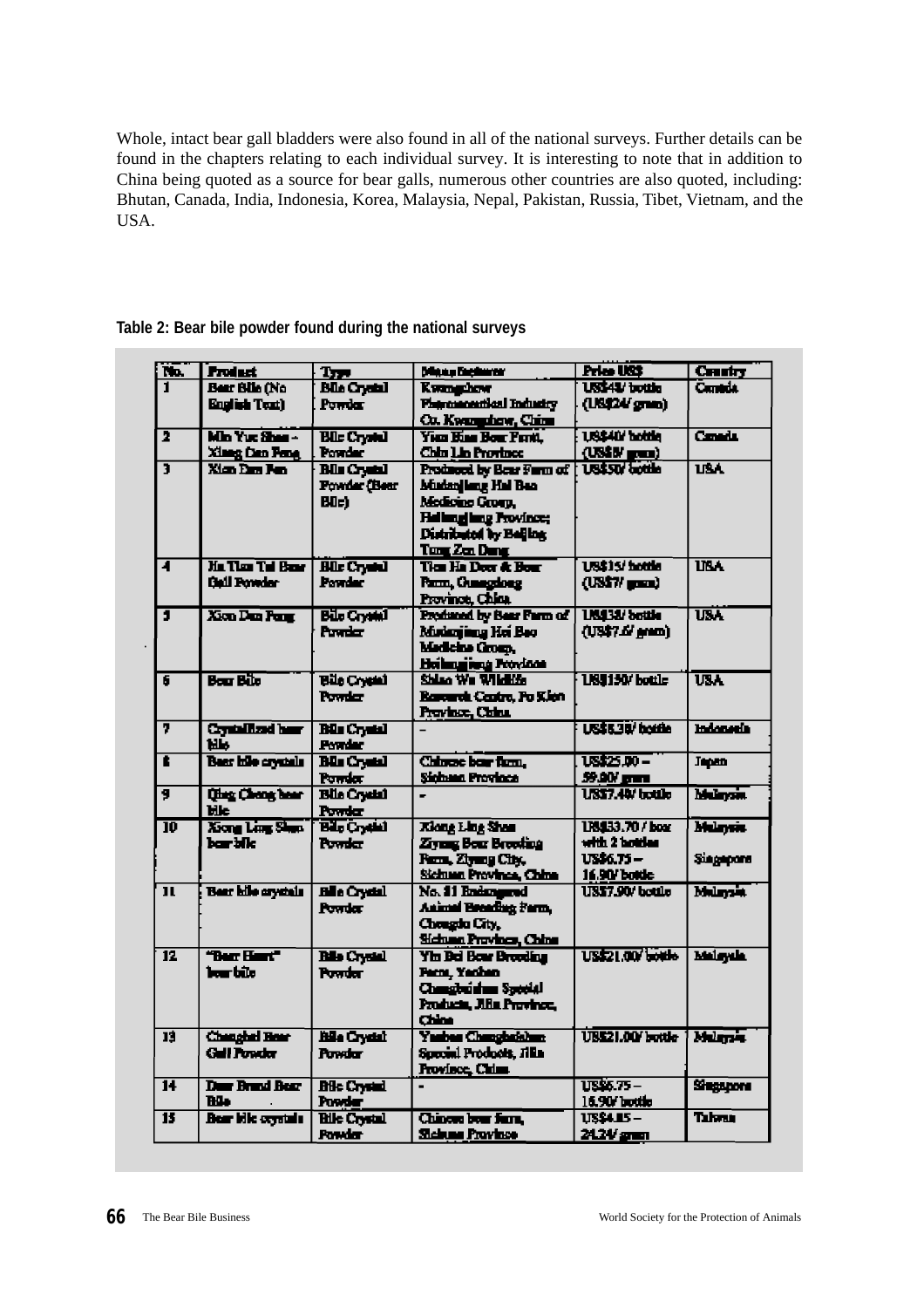Whole, intact bear gall bladders were also found in all of the national surveys. Further details can be found in the chapters relating to each individual survey. It is interesting to note that in addition to China being quoted as a source for bear galls, numerous other countries are also quoted, including: Bhutan, Canada, India, Indonesia, Korea, Malaysia, Nepal, Pakistan, Russia, Tibet, Vietnam, and the USA.

**Table 2: Bear bile powder found during the national surveys**

| No. | Product | Type | Manufacturer | Price US$ | Country |
|---|---|---|---|---|---|
| 1 | Bear Bile (No English Text) | Bile Crystal Powder | Kwangzhow Pharmaceutical Industry Co. Kwangzhow, China | US$48/ bottle (US$24/ gram) | Canada |
| 2 | Min Yue Shan - Xiang Dan Feng | Bile Crystal Powder | Yian Bian Bear Farm, Chin Lin Province | US$40/ bottle (US$8/ gram) | Canada |
| 3 | Xion Dan Fen | Bile Crystal Powder (Bear Bile) | Produced by Bear Farm of Mudanjiang Hai Bao Medicine Group, Heilongjiang Province; Distributed by Beijing Tong Zen Dang | US$50/ bottle | USA |
| 4 | Ha Tian Tai Bear Gall Powder | Bile Crystal Powder | Tian Ha Deer & Bear Farm, Guangdong Province, China | US$15/ bottle (US$7/ gram) | USA |
| 5 | Xion Dan Fong | Bile Crystal Powder | Produced by Bear Farm of Mudanjiang Hai Bao Medicine Group, Heilongjiang Province | US$38/ bottle (US$7.6/ gram) | USA |
| 6 | Bear Bile | Bile Crystal Powder | Shiao Wu Wildlife Research Centre, Fu Kien Province, China | US$150/ bottle | USA |
| 7 | Crystallized bear bile | Bile Crystal Powder | – | US$8.38/ bottle | Indonesia |
| 8 | Bear bile crystals | Bile Crystal Powder | Chinese bear farm, Sichuan Province | US$25.00 – 59.00/ gram | Japan |
| 9 | Qing Cheng bear bile | Bile Crystal Powder | - | US$7.40/ bottle | Malaysia |
| 10 | Xiong Ling Shan bear bile | Bile Crystal Powder | Xiong Ling Shan Ziyang Bear Breeding Farm, Ziyang City, Sichuan Province, China | US$33.70 / box with 2 bottles<br>US$6.75 – 16.90/ bottle | Malaysia<br>Singapore |
| 11 | Bear bile crystals | Bile Crystal Powder | No. 81 Endangered Animal Breeding Farm, Chengdu City, Sichuan Province, China | US$7.90/ bottle | Malaysia |
| 12 | "Bear Heart" bear bile | Bile Crystal Powder | Yin Bei Bear Breeding Farm, Yanbian Changbaishan Special Products, Jilin Province, China | US$21.00/ bottle | Malaysia |
| 13 | Changbai Bear Gall Powder | Bile Crystal Powder | Yanbian Changbaishan Special Products, Jilin Province, China | US$21.00/ bottle | Malaysia |
| 14 | Deer Brand Bear Bile | Bile Crystal Powder | - | US$6.75 – 16.90/ bottle | Singapore |
| 15 | Bear bile crystals | Bile Crystal Powder | Chinese bear farm, Sichuan Province | US$4.85 – 24.24/ gram | Taiwan |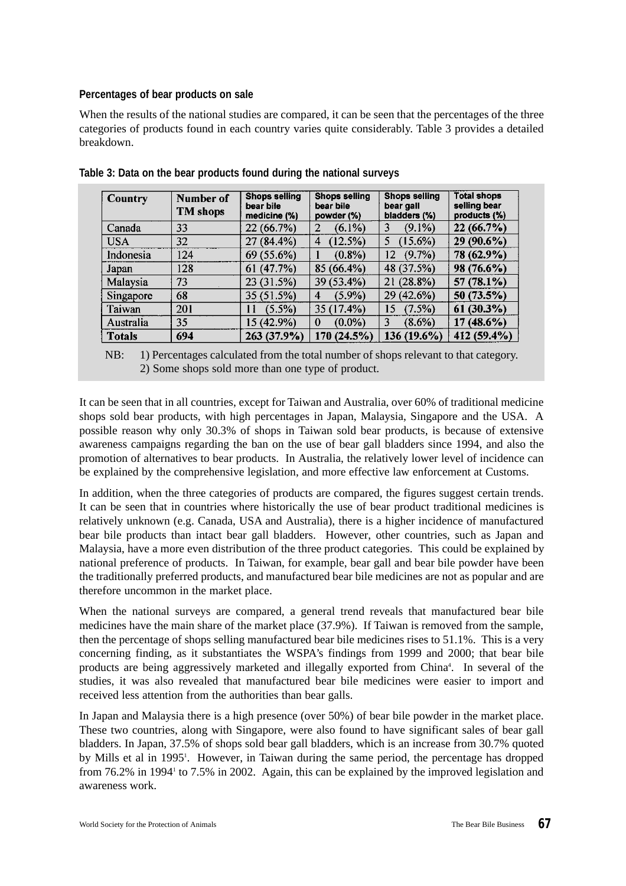**Percentages of bear products on sale**

When the results of the national studies are compared, it can be seen that the percentages of the three categories of products found in each country varies quite considerably. Table 3 provides a detailed breakdown.

**Table 3: Data on the bear products found during the national surveys**

| Country | Number of TM shops | Shops selling bear bile medicine (%) | Shops selling bear bile powder (%) | Shops selling bear gall bladders (%) | Total shops selling bear products (%) |
|---|---|---|---|---|---|
| Canada | 33 | 22 (66.7%) | 2 (6.1%) | 3 (9.1%) | **22 (66.7%)** |
| USA | 32 | 27 (84.4%) | 4 (12.5%) | 5 (15.6%) | **29 (90.6%)** |
| Indonesia | 124 | 69 (55.6%) | 1 (0.8%) | 12 (9.7%) | **78 (62.9%)** |
| Japan | 128 | 61 (47.7%) | 85 (66.4%) | 48 (37.5%) | **98 (76.6%)** |
| Malaysia | 73 | 23 (31.5%) | 39 (53.4%) | 21 (28.8%) | **57 (78.1%)** |
| Singapore | 68 | 35 (51.5%) | 4 (5.9%) | 29 (42.6%) | **50 (73.5%)** |
| Taiwan | 201 | 11 (5.5%) | 35 (17.4%) | 15 (7.5%) | **61 (30.3%)** |
| Australia | 35 | 15 (42.9%) | 0 (0.0%) | 3 (8.6%) | **17 (48.6%)** |
| **Totals** | **694** | **263 (37.9%)** | **170 (24.5%)** | **136 (19.6%)** | **412 (59.4%)** |

NB: 1) Percentages calculated from the total number of shops relevant to that category.
2) Some shops sold more than one type of product.

It can be seen that in all countries, except for Taiwan and Australia, over 60% of traditional medicine shops sold bear products, with high percentages in Japan, Malaysia, Singapore and the USA. A possible reason why only 30.3% of shops in Taiwan sold bear products, is because of extensive awareness campaigns regarding the ban on the use of bear gall bladders since 1994, and also the promotion of alternatives to bear products. In Australia, the relatively lower level of incidence can be explained by the comprehensive legislation, and more effective law enforcement at Customs.

In addition, when the three categories of products are compared, the figures suggest certain trends. It can be seen that in countries where historically the use of bear product traditional medicines is relatively unknown (e.g. Canada, USA and Australia), there is a higher incidence of manufactured bear bile products than intact bear gall bladders. However, other countries, such as Japan and Malaysia, have a more even distribution of the three product categories. This could be explained by national preference of products. In Taiwan, for example, bear gall and bear bile powder have been the traditionally preferred products, and manufactured bear bile medicines are not as popular and are therefore uncommon in the market place.

When the national surveys are compared, a general trend reveals that manufactured bear bile medicines have the main share of the market place (37.9%). If Taiwan is removed from the sample, then the percentage of shops selling manufactured bear bile medicines rises to 51.1%. This is a very concerning finding, as it substantiates the WSPA's findings from 1999 and 2000; that bear bile products are being aggressively marketed and illegally exported from China[4]. In several of the studies, it was also revealed that manufactured bear bile medicines were easier to import and received less attention from the authorities than bear galls.

In Japan and Malaysia there is a high presence (over 50%) of bear bile powder in the market place. These two countries, along with Singapore, were also found to have significant sales of bear gall bladders. In Japan, 37.5% of shops sold bear gall bladders, which is an increase from 30.7% quoted by Mills et al in 1995[1]. However, in Taiwan during the same period, the percentage has dropped from 76.2% in 1994[1] to 7.5% in 2002. Again, this can be explained by the improved legislation and awareness work.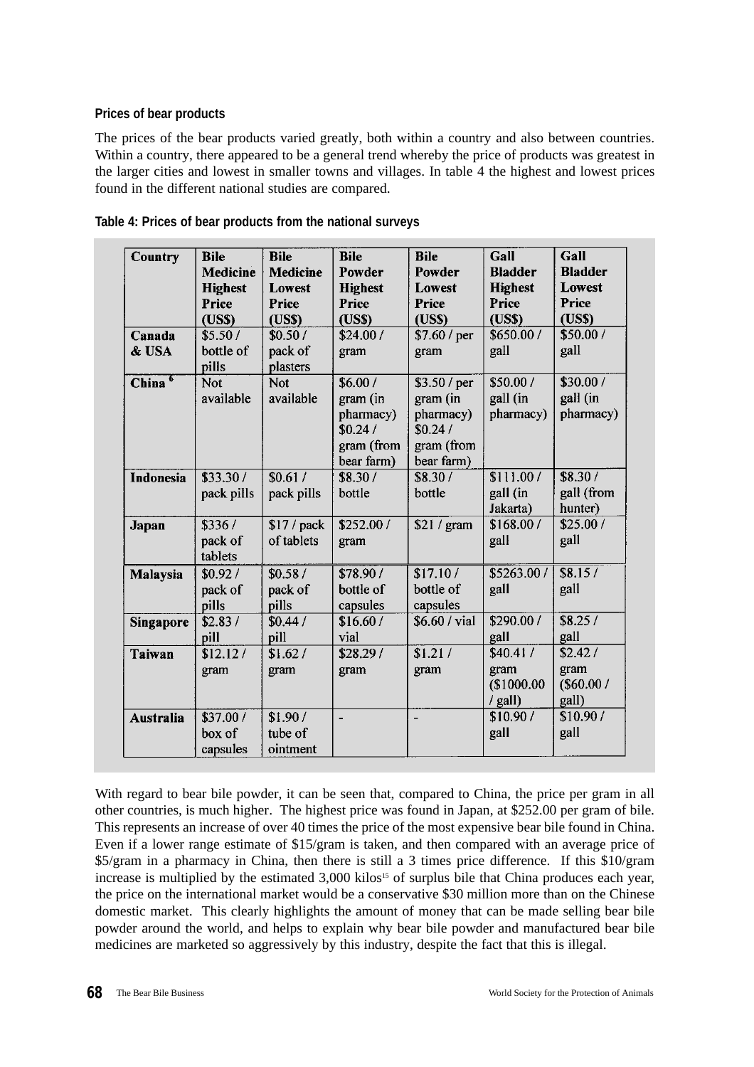**Prices of bear products**

The prices of the bear products varied greatly, both within a country and also between countries. Within a country, there appeared to be a general trend whereby the price of products was greatest in the larger cities and lowest in smaller towns and villages. In table 4 the highest and lowest prices found in the different national studies are compared.

**Table 4: Prices of bear products from the national surveys**

| Country | Bile Medicine Highest Price (US$) | Bile Medicine Lowest Price (US$) | Bile Powder Highest Price (US$) | Bile Powder Lowest Price (US$) | Gall Bladder Highest Price (US$) | Gall Bladder Lowest Price (US$) |
|---|---|---|---|---|---|---|
| Canada & USA | $5.50 / bottle of pills | $0.50 / pack of plasters | $24.00 / gram | $7.60 / per gram | $650.00 / gall | $50.00 / gall |
| China [6] | Not available | Not available | $6.00 / gram (in pharmacy) $0.24 / gram (from bear farm) | $3.50 / per gram (in pharmacy) $0.24 / gram (from bear farm) | $50.00 / gall (in pharmacy) | $30.00 / gall (in pharmacy) |
| Indonesia | $33.30 / pack pills | $0.61 / pack pills | $8.30 / bottle | $8.30 / bottle | $111.00 / gall (in Jakarta) | $8.30 / gall (from hunter) |
| Japan | $336 / pack of tablets | $17 / pack of tablets | $252.00 / gram | $21 / gram | $168.00 / gall | $25.00 / gall |
| Malaysia | $0.92 / pack of pills | $0.58 / pack of pills | $78.90 / bottle of capsules | $17.10 / bottle of capsules | $5263.00 / gall | $8.15 / gall |
| Singapore | $2.83 / pill | $0.44 / pill | $16.60 / vial | $6.60 / vial | $290.00 / gall | $8.25 / gall |
| Taiwan | $12.12 / gram | $1.62 / gram | $28.29 / gram | $1.21 / gram | $40.41 / gram ($1000.00 / gall) | $2.42 / gram ($60.00 / gall) |
| Australia | $37.00 / box of capsules | $1.90 / tube of ointment | - | - | $10.90 / gall | $10.90 / gall |

With regard to bear bile powder, it can be seen that, compared to China, the price per gram in all other countries, is much higher. The highest price was found in Japan, at $252.00 per gram of bile. This represents an increase of over 40 times the price of the most expensive bear bile found in China. Even if a lower range estimate of $15/gram is taken, and then compared with an average price of $5/gram in a pharmacy in China, then there is still a 3 times price difference. If this $10/gram increase is multiplied by the estimated 3,000 kilos[15] of surplus bile that China produces each year, the price on the international market would be a conservative $30 million more than on the Chinese domestic market. This clearly highlights the amount of money that can be made selling bear bile powder around the world, and helps to explain why bear bile powder and manufactured bear bile medicines are marketed so aggressively by this industry, despite the fact that this is illegal.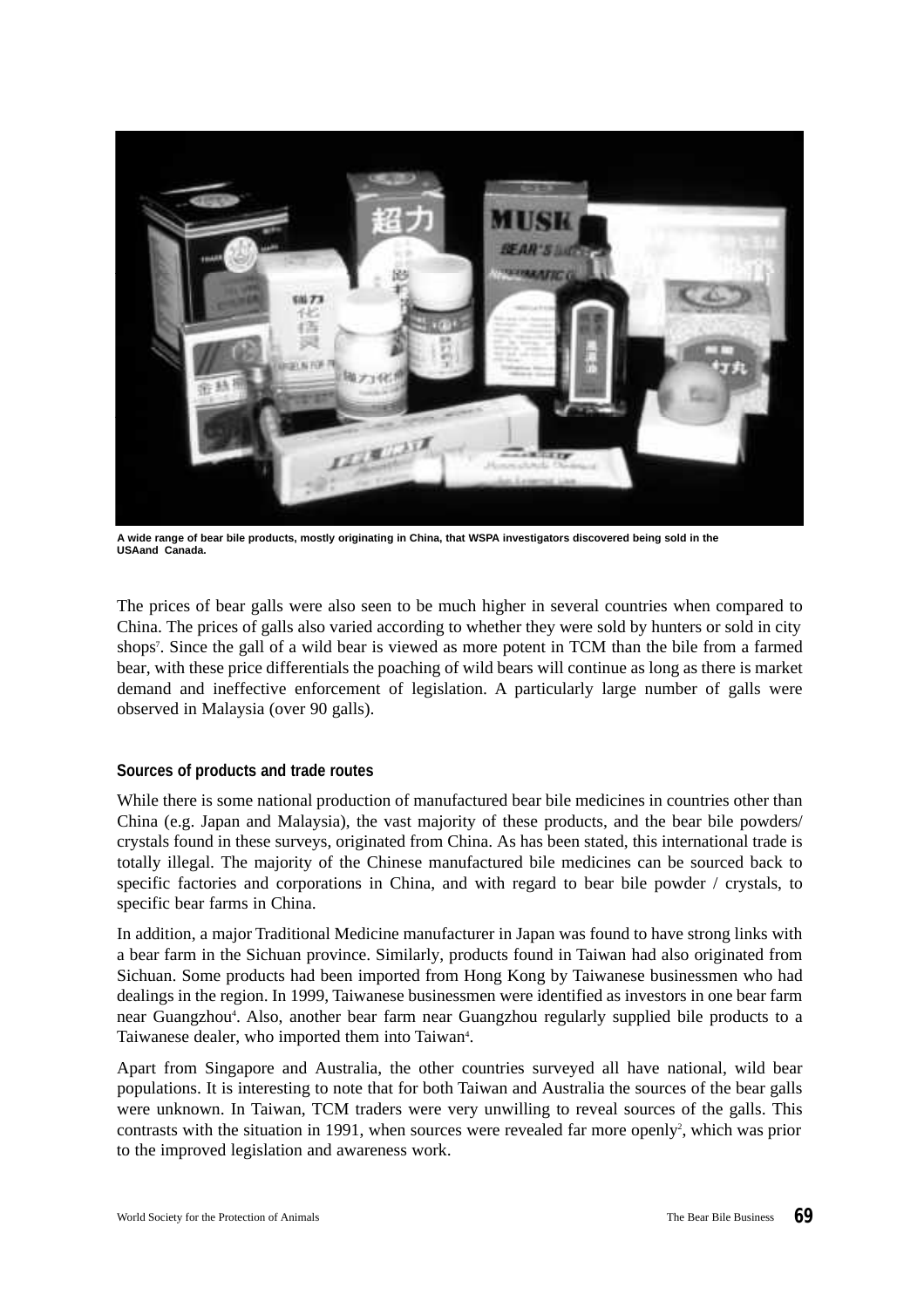A wide range of bear bile products, mostly originating in China, that WSPA investigators discovered being sold in the USAand Canada.

The prices of bear galls were also seen to be much higher in several countries when compared to China. The prices of galls also varied according to whether they were sold by hunters or sold in city shops[7]. Since the gall of a wild bear is viewed as more potent in TCM than the bile from a farmed bear, with these price differentials the poaching of wild bears will continue as long as there is market demand and ineffective enforcement of legislation. A particularly large number of galls were observed in Malaysia (over 90 galls).

**Sources of products and trade routes**

While there is some national production of manufactured bear bile medicines in countries other than China (e.g. Japan and Malaysia), the vast majority of these products, and the bear bile powders/ crystals found in these surveys, originated from China. As has been stated, this international trade is totally illegal. The majority of the Chinese manufactured bile medicines can be sourced back to specific factories and corporations in China, and with regard to bear bile powder / crystals, to specific bear farms in China.

In addition, a major Traditional Medicine manufacturer in Japan was found to have strong links with a bear farm in the Sichuan province. Similarly, products found in Taiwan had also originated from Sichuan. Some products had been imported from Hong Kong by Taiwanese businessmen who had dealings in the region. In 1999, Taiwanese businessmen were identified as investors in one bear farm near Guangzhou[4]. Also, another bear farm near Guangzhou regularly supplied bile products to a Taiwanese dealer, who imported them into Taiwan[4].

Apart from Singapore and Australia, the other countries surveyed all have national, wild bear populations. It is interesting to note that for both Taiwan and Australia the sources of the bear galls were unknown. In Taiwan, TCM traders were very unwilling to reveal sources of the galls. This contrasts with the situation in 1991, when sources were revealed far more openly[2], which was prior to the improved legislation and awareness work.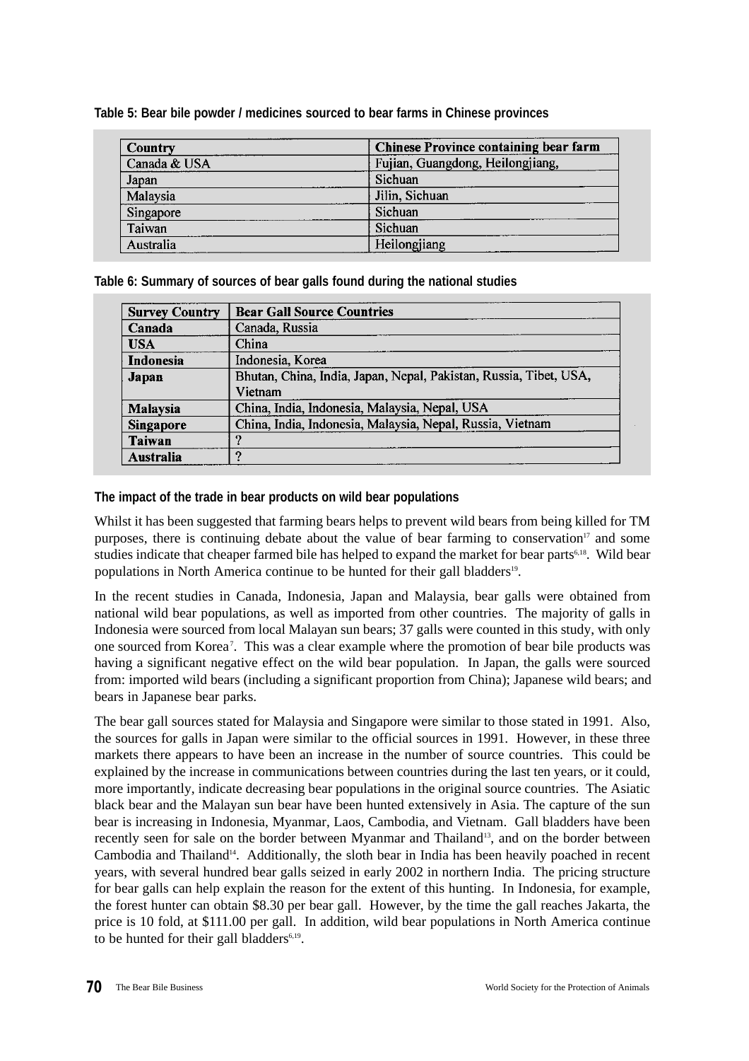**Table 5: Bear bile powder / medicines sourced to bear farms in Chinese provinces**

| Country | Chinese Province containing bear farm |
|---|---|
| Canada & USA | Fujian, Guangdong, Heilongjiang, |
| Japan | Sichuan |
| Malaysia | Jilin, Sichuan |
| Singapore | Sichuan |
| Taiwan | Sichuan |
| Australia | Heilongjiang |

**Table 6: Summary of sources of bear galls found during the national studies**

| Survey Country | Bear Gall Source Countries |
|---|---|
| **Canada** | Canada, Russia |
| **USA** | China |
| **Indonesia** | Indonesia, Korea |
| **Japan** | Bhutan, China, India, Japan, Nepal, Pakistan, Russia, Tibet, USA, Vietnam |
| **Malaysia** | China, India, Indonesia, Malaysia, Nepal, USA |
| **Singapore** | China, India, Indonesia, Malaysia, Nepal, Russia, Vietnam |
| **Taiwan** | ? |
| **Australia** | ? |

**The impact of the trade in bear products on wild bear populations**

Whilst it has been suggested that farming bears helps to prevent wild bears from being killed for TM purposes, there is continuing debate about the value of bear farming to conservation[17] and some studies indicate that cheaper farmed bile has helped to expand the market for bear parts[6,18]. Wild bear populations in North America continue to be hunted for their gall bladders[19].

In the recent studies in Canada, Indonesia, Japan and Malaysia, bear galls were obtained from national wild bear populations, as well as imported from other countries. The majority of galls in Indonesia were sourced from local Malayan sun bears; 37 galls were counted in this study, with only one sourced from Korea[7]. This was a clear example where the promotion of bear bile products was having a significant negative effect on the wild bear population. In Japan, the galls were sourced from: imported wild bears (including a significant proportion from China); Japanese wild bears; and bears in Japanese bear parks.

The bear gall sources stated for Malaysia and Singapore were similar to those stated in 1991. Also, the sources for galls in Japan were similar to the official sources in 1991. However, in these three markets there appears to have been an increase in the number of source countries. This could be explained by the increase in communications between countries during the last ten years, or it could, more importantly, indicate decreasing bear populations in the original source countries. The Asiatic black bear and the Malayan sun bear have been hunted extensively in Asia. The capture of the sun bear is increasing in Indonesia, Myanmar, Laos, Cambodia, and Vietnam. Gall bladders have been recently seen for sale on the border between Myanmar and Thailand[13], and on the border between Cambodia and Thailand[14]. Additionally, the sloth bear in India has been heavily poached in recent years, with several hundred bear galls seized in early 2002 in northern India. The pricing structure for bear galls can help explain the reason for the extent of this hunting. In Indonesia, for example, the forest hunter can obtain $8.30 per bear gall. However, by the time the gall reaches Jakarta, the price is 10 fold, at $111.00 per gall. In addition, wild bear populations in North America continue to be hunted for their gall bladders[6,19].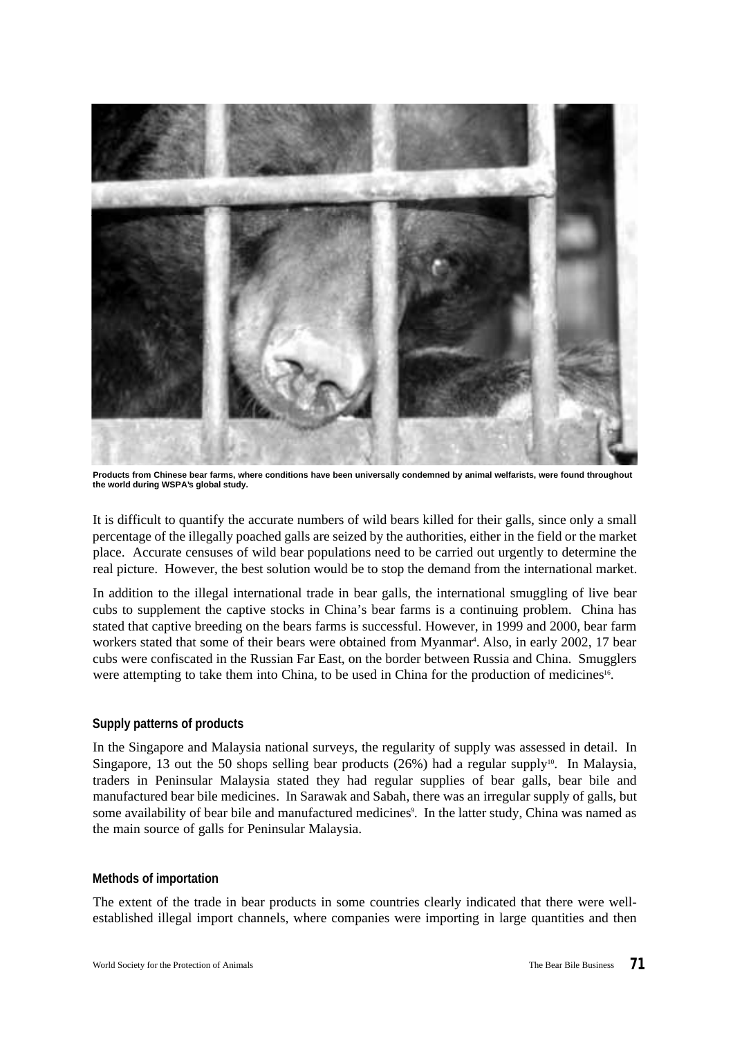Products from Chinese bear farms, where conditions have been universally condemned by animal welfarists, were found throughout the world during WSPA's global study.

It is difficult to quantify the accurate numbers of wild bears killed for their galls, since only a small percentage of the illegally poached galls are seized by the authorities, either in the field or the market place. Accurate censuses of wild bear populations need to be carried out urgently to determine the real picture. However, the best solution would be to stop the demand from the international market.

In addition to the illegal international trade in bear galls, the international smuggling of live bear cubs to supplement the captive stocks in China's bear farms is a continuing problem. China has stated that captive breeding on the bears farms is successful. However, in 1999 and 2000, bear farm workers stated that some of their bears were obtained from Myanmar[4]. Also, in early 2002, 17 bear cubs were confiscated in the Russian Far East, on the border between Russia and China. Smugglers were attempting to take them into China, to be used in China for the production of medicines[16].

### Supply patterns of products

In the Singapore and Malaysia national surveys, the regularity of supply was assessed in detail. In Singapore, 13 out the 50 shops selling bear products (26%) had a regular supply[10]. In Malaysia, traders in Peninsular Malaysia stated they had regular supplies of bear galls, bear bile and manufactured bear bile medicines. In Sarawak and Sabah, there was an irregular supply of galls, but some availability of bear bile and manufactured medicines[9]. In the latter study, China was named as the main source of galls for Peninsular Malaysia.

### Methods of importation

The extent of the trade in bear products in some countries clearly indicated that there were well-established illegal import channels, where companies were importing in large quantities and then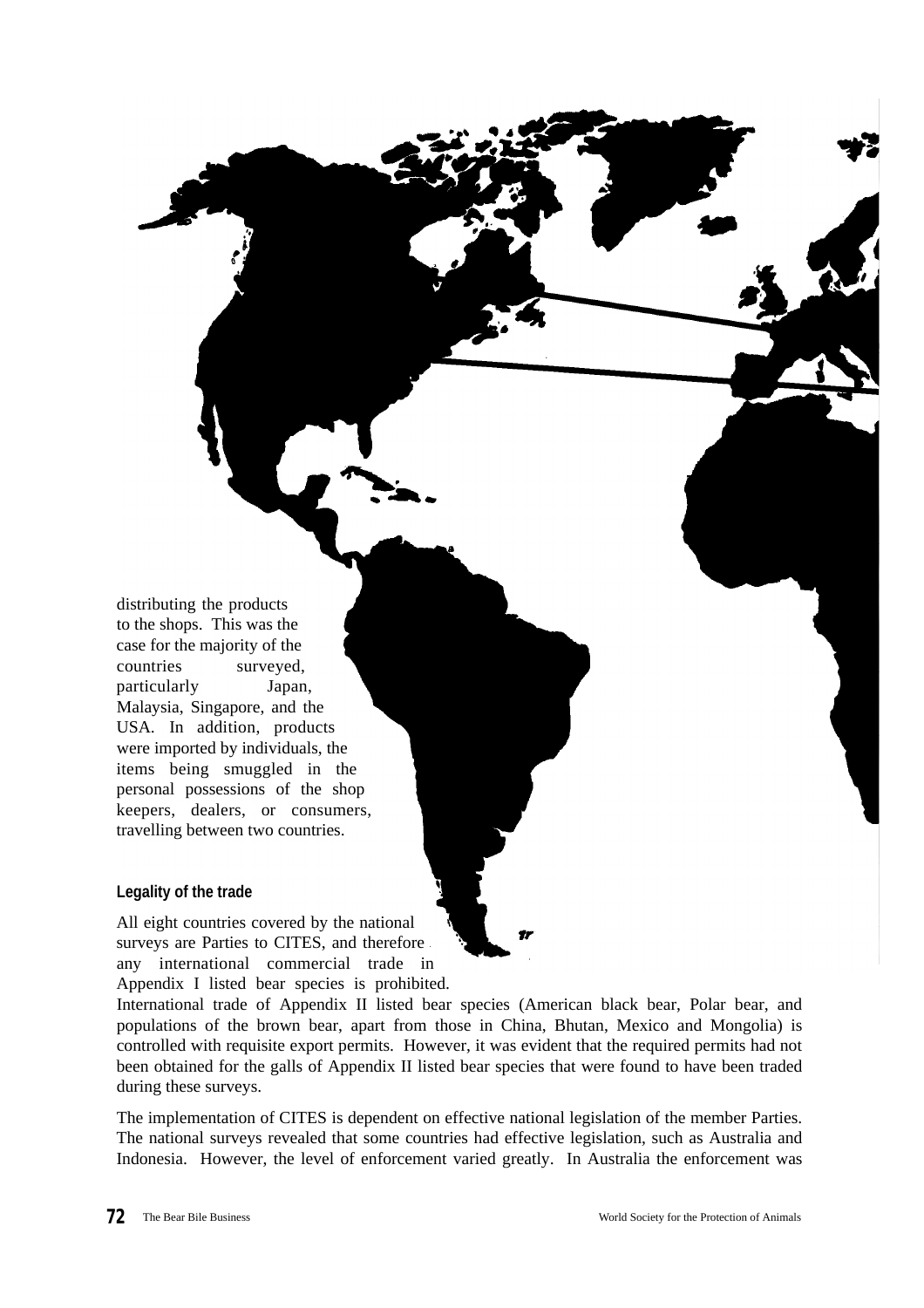distributing the products to the shops. This was the case for the majority of the countries surveyed, particularly Japan, Malaysia, Singapore, and the USA. In addition, products were imported by individuals, the items being smuggled in the personal possessions of the shop keepers, dealers, or consumers, travelling between two countries.

### Legality of the trade

All eight countries covered by the national surveys are Parties to CITES, and therefore any international commercial trade in Appendix I listed bear species is prohibited. International trade of Appendix II listed bear species (American black bear, Polar bear, and populations of the brown bear, apart from those in China, Bhutan, Mexico and Mongolia) is controlled with requisite export permits. However, it was evident that the required permits had not been obtained for the galls of Appendix II listed bear species that were found to have been traded during these surveys.

The implementation of CITES is dependent on effective national legislation of the member Parties. The national surveys revealed that some countries had effective legislation, such as Australia and Indonesia. However, the level of enforcement varied greatly. In Australia the enforcement was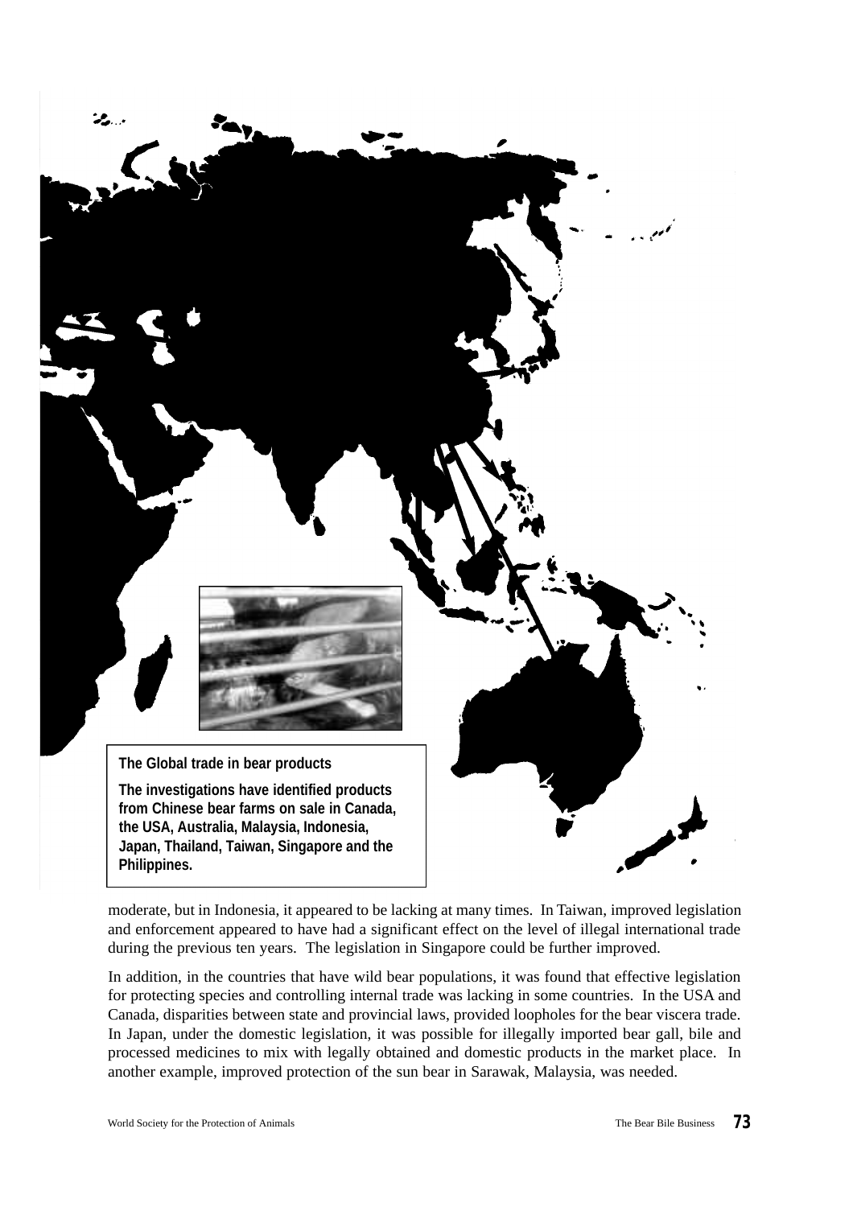**The Global trade in bear products**

**The investigations have identified products from Chinese bear farms on sale in Canada, the USA, Australia, Malaysia, Indonesia, Japan, Thailand, Taiwan, Singapore and the Philippines.**

moderate, but in Indonesia, it appeared to be lacking at many times. In Taiwan, improved legislation and enforcement appeared to have had a significant effect on the level of illegal international trade during the previous ten years. The legislation in Singapore could be further improved.

In addition, in the countries that have wild bear populations, it was found that effective legislation for protecting species and controlling internal trade was lacking in some countries. In the USA and Canada, disparities between state and provincial laws, provided loopholes for the bear viscera trade. In Japan, under the domestic legislation, it was possible for illegally imported bear gall, bile and processed medicines to mix with legally obtained and domestic products in the market place. In another example, improved protection of the sun bear in Sarawak, Malaysia, was needed.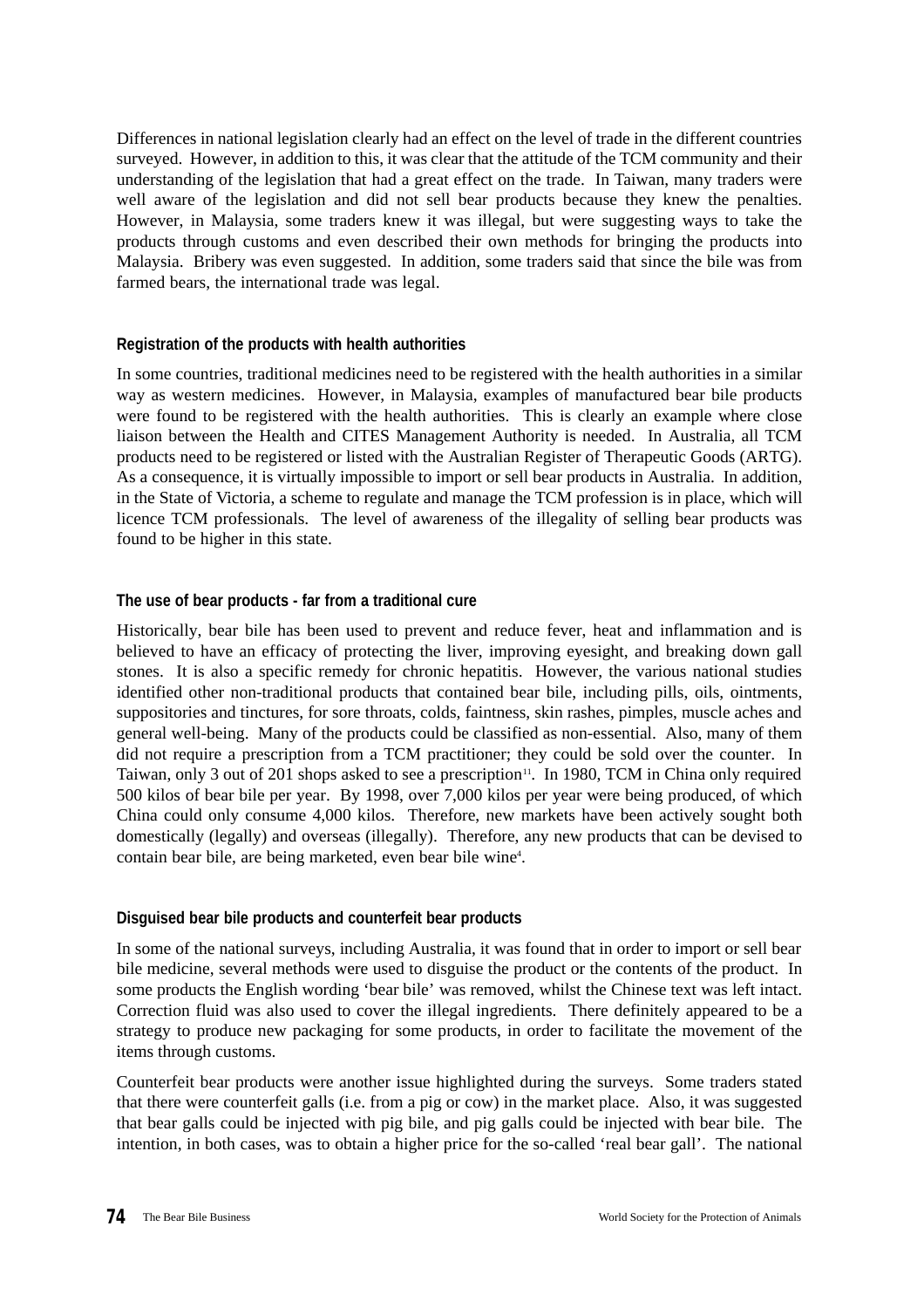Differences in national legislation clearly had an effect on the level of trade in the different countries surveyed. However, in addition to this, it was clear that the attitude of the TCM community and their understanding of the legislation that had a great effect on the trade. In Taiwan, many traders were well aware of the legislation and did not sell bear products because they knew the penalties. However, in Malaysia, some traders knew it was illegal, but were suggesting ways to take the products through customs and even described their own methods for bringing the products into Malaysia. Bribery was even suggested. In addition, some traders said that since the bile was from farmed bears, the international trade was legal.

### Registration of the products with health authorities

In some countries, traditional medicines need to be registered with the health authorities in a similar way as western medicines. However, in Malaysia, examples of manufactured bear bile products were found to be registered with the health authorities. This is clearly an example where close liaison between the Health and CITES Management Authority is needed. In Australia, all TCM products need to be registered or listed with the Australian Register of Therapeutic Goods (ARTG). As a consequence, it is virtually impossible to import or sell bear products in Australia. In addition, in the State of Victoria, a scheme to regulate and manage the TCM profession is in place, which will licence TCM professionals. The level of awareness of the illegality of selling bear products was found to be higher in this state.

### The use of bear products - far from a traditional cure

Historically, bear bile has been used to prevent and reduce fever, heat and inflammation and is believed to have an efficacy of protecting the liver, improving eyesight, and breaking down gall stones. It is also a specific remedy for chronic hepatitis. However, the various national studies identified other non-traditional products that contained bear bile, including pills, oils, ointments, suppositories and tinctures, for sore throats, colds, faintness, skin rashes, pimples, muscle aches and general well-being. Many of the products could be classified as non-essential. Also, many of them did not require a prescription from a TCM practitioner; they could be sold over the counter. In Taiwan, only 3 out of 201 shops asked to see a prescription[11]. In 1980, TCM in China only required 500 kilos of bear bile per year. By 1998, over 7,000 kilos per year were being produced, of which China could only consume 4,000 kilos. Therefore, new markets have been actively sought both domestically (legally) and overseas (illegally). Therefore, any new products that can be devised to contain bear bile, are being marketed, even bear bile wine[4].

### Disguised bear bile products and counterfeit bear products

In some of the national surveys, including Australia, it was found that in order to import or sell bear bile medicine, several methods were used to disguise the product or the contents of the product. In some products the English wording 'bear bile' was removed, whilst the Chinese text was left intact. Correction fluid was also used to cover the illegal ingredients. There definitely appeared to be a strategy to produce new packaging for some products, in order to facilitate the movement of the items through customs.

Counterfeit bear products were another issue highlighted during the surveys. Some traders stated that there were counterfeit galls (i.e. from a pig or cow) in the market place. Also, it was suggested that bear galls could be injected with pig bile, and pig galls could be injected with bear bile. The intention, in both cases, was to obtain a higher price for the so-called 'real bear gall'. The national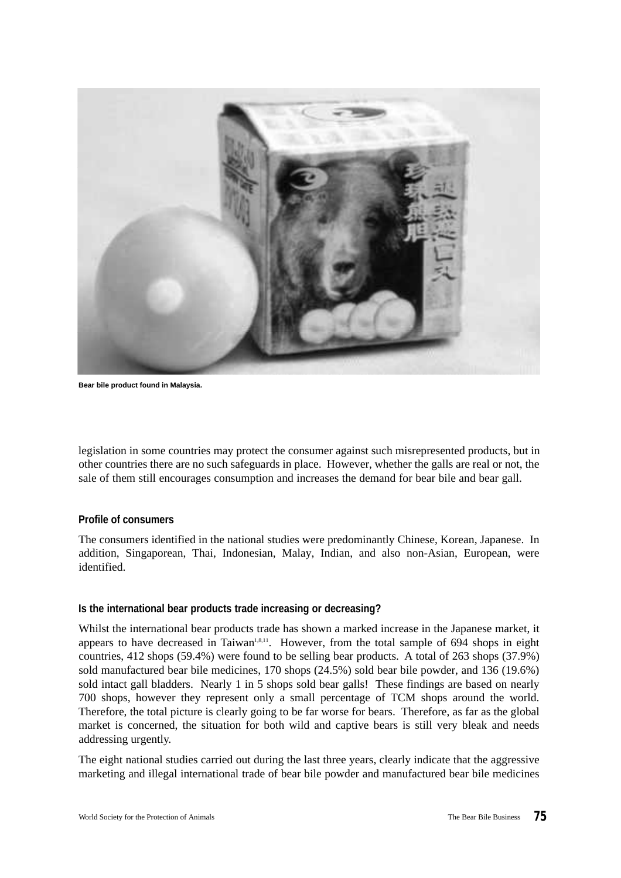Bear bile product found in Malaysia.

legislation in some countries may protect the consumer against such misrepresented products, but in other countries there are no such safeguards in place. However, whether the galls are real or not, the sale of them still encourages consumption and increases the demand for bear bile and bear gall.

### Profile of consumers

The consumers identified in the national studies were predominantly Chinese, Korean, Japanese. In addition, Singaporean, Thai, Indonesian, Malay, Indian, and also non-Asian, European, were identified.

### Is the international bear products trade increasing or decreasing?

Whilst the international bear products trade has shown a marked increase in the Japanese market, it appears to have decreased in Taiwan[1,8,11]. However, from the total sample of 694 shops in eight countries, 412 shops (59.4%) were found to be selling bear products. A total of 263 shops (37.9%) sold manufactured bear bile medicines, 170 shops (24.5%) sold bear bile powder, and 136 (19.6%) sold intact gall bladders. Nearly 1 in 5 shops sold bear galls! These findings are based on nearly 700 shops, however they represent only a small percentage of TCM shops around the world. Therefore, the total picture is clearly going to be far worse for bears. Therefore, as far as the global market is concerned, the situation for both wild and captive bears is still very bleak and needs addressing urgently.

The eight national studies carried out during the last three years, clearly indicate that the aggressive marketing and illegal international trade of bear bile powder and manufactured bear bile medicines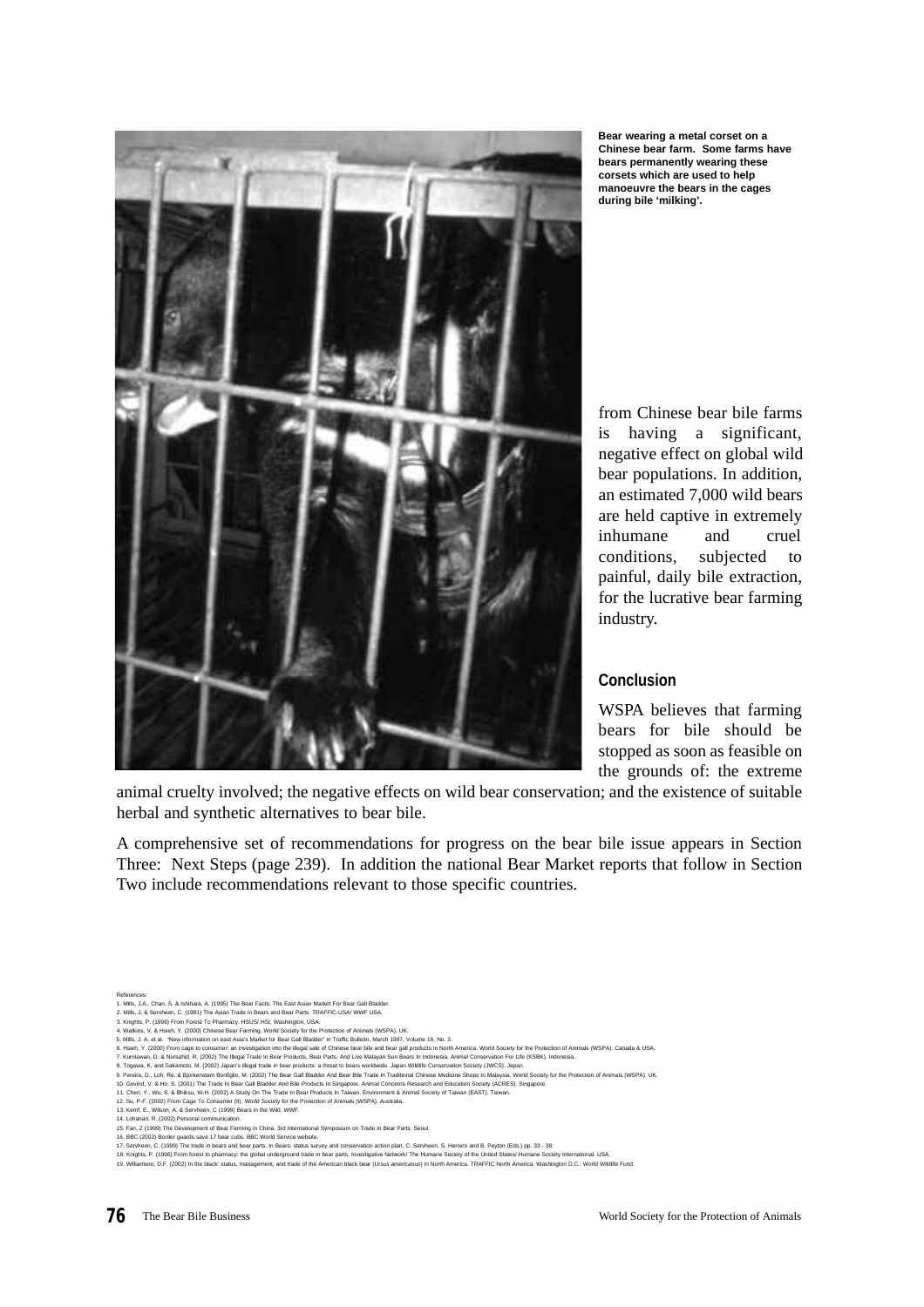Bear wearing a metal corset on a Chinese bear farm. Some farms have bears permanently wearing these corsets which are used to help manoeuvre the bears in the cages during bile 'milking'.

from Chinese bear bile farms is having a significant, negative effect on global wild bear populations. In addition, an estimated 7,000 wild bears are held captive in extremely inhumane and cruel conditions, subjected to painful, daily bile extraction, for the lucrative bear farming industry.

## Conclusion

WSPA believes that farming bears for bile should be stopped as soon as feasible on the grounds of: the extreme animal cruelty involved; the negative effects on wild bear conservation; and the existence of suitable herbal and synthetic alternatives to bear bile.

A comprehensive set of recommendations for progress on the bear bile issue appears in Section Three: Next Steps (page 239). In addition the national Bear Market reports that follow in Section Two include recommendations relevant to those specific countries.

References:

1. Mills, J.A., Chan, S. & Ishihara, A. (1995) The Bear Facts: The East Asian Market For Bear Gall Bladder.
2. Mills, J. & Servheen, C. (1991) The Asian Trade in Bears and Bear Parts. TRAFFIC-USA/ WWF USA.
3. Knights, P. (1996) From Forest To Pharmacy. HSUS/ HSI, Washington, USA.
4. Watkins, V. & Hsieh, Y. (2000) Chinese Bear Farming. World Society for the Protection of Animals (WSPA). UK.
5. Mills, J. A. et al. "New information on east Asia's Market for Bear Gall Bladder" in Traffic Bulletin, March 1997, Volume 16, No. 3.
6. Hsieh, Y. (2000) From cage to consumer: an investigation into the illegal sale of Chinese bear bile and bear gall products in North America. World Society for the Protection of Animals (WSPA). Canada & USA.
7. Kurniawan, D. & Nursahid, R. (2002) The Illegal Trade In Bear Products, Bear Parts, And Live Malayan Sun Bears In Indonesia. Animal Conservation For Life (KSBK). Indonesia.
8. Togawa, K. and Sakamoto, M. (2002) Japan's illegal trade in bear products: a threat to bears worldwide. Japan Wildlife Conservation Society (JWCS). Japan.
9. Pereira, D., Loh, Re. & Bjorkenstam Bonfiglio, M. (2002) The Bear Gall Bladder And Bear Bile Trade In Traditional Chinese Medicine Shops In Malaysia. World Society for the Protection of Animals (WSPA). UK.
10. Govind, V. & Ho, S. (2001) The Trade In Bear Gall Bladder And Bile Products In Singapore. Animal Concerns Research and Education Society (ACRES). Singapore.
11. Chen, Y., Wu, S. & Bhiksu, W-H. (2002) A Study On The Trade In Bear Products In Taiwan. Environment & Animal Society of Taiwan (EAST). Taiwan.
12. Su, P-F. (2002) From Cage To Consumer (II). World Society for the Protection of Animals (WSPA). Australia.
13. Kemf, E., Wilson, A. & Servheen, C (1999) Bears in the Wild. WWF.
14. Lohanan, R. (2002) Personal communication.
15. Fan, Z (1999) The Development of Bear Farming in China. 3rd International Symposium on Trade in Bear Parts. Seoul.
16. BBC (2002) Border guards save 17 bear cubs. BBC World Service website.
17. Servheen, C. (1999) The trade in bears and bear parts. In Bears: status survey and conservation action plan, C. Servheen, S. Herrero and B. Peyton (Eds.) pp. 33 - 38.
18. Knights, P. (1996) From forest to pharmacy: the global underground trade in bear parts. Investigative Network/ The Humane Society of the United States/ Humane Society International. USA.
19. Williamson, D.F. (2002) In the black: status, management, and trade of the American black bear (*Ursus americanus*) in North America. TRAFFIC North America. Washington D.C.: World Wildlife Fund.